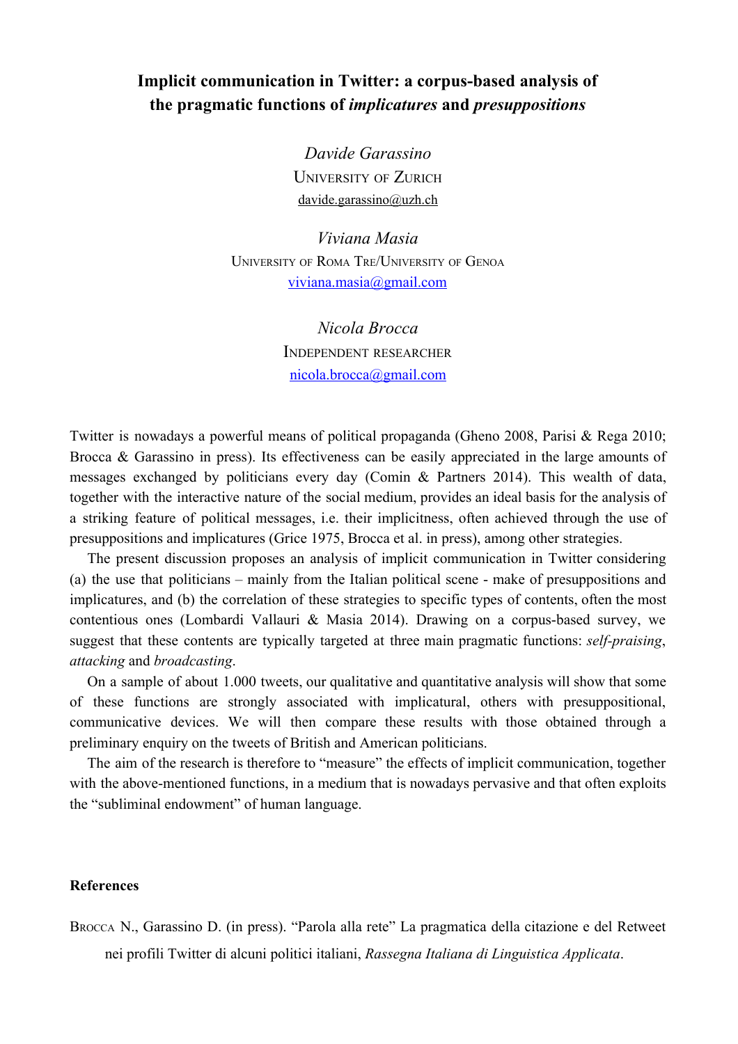# Implicit communication in Twitter: a corpus-based analysis of the pragmatic functions of *implicatures* and *presuppositions*

*Davide Garassino*
University of Zurich
davide.garassino@uzh.ch

*Viviana Masia*
University of Roma Tre/University of Genoa
viviana.masia@gmail.com

*Nicola Brocca*
Independent researcher
nicola.brocca@gmail.com

Twitter is nowadays a powerful means of political propaganda (Gheno 2008, Parisi & Rega 2010; Brocca & Garassino in press). Its effectiveness can be easily appreciated in the large amounts of messages exchanged by politicians every day (Comin & Partners 2014). This wealth of data, together with the interactive nature of the social medium, provides an ideal basis for the analysis of a striking feature of political messages, i.e. their implicitness, often achieved through the use of presuppositions and implicatures (Grice 1975, Brocca et al. in press), among other strategies.

The present discussion proposes an analysis of implicit communication in Twitter considering (a) the use that politicians – mainly from the Italian political scene - make of presuppositions and implicatures, and (b) the correlation of these strategies to specific types of contents, often the most contentious ones (Lombardi Vallauri & Masia 2014). Drawing on a corpus-based survey, we suggest that these contents are typically targeted at three main pragmatic functions: *self-praising*, *attacking* and *broadcasting*.

On a sample of about 1.000 tweets, our qualitative and quantitative analysis will show that some of these functions are strongly associated with implicatural, others with presuppositional, communicative devices. We will then compare these results with those obtained through a preliminary enquiry on the tweets of British and American politicians.

The aim of the research is therefore to "measure" the effects of implicit communication, together with the above-mentioned functions, in a medium that is nowadays pervasive and that often exploits the "subliminal endowment" of human language.

## References

Brocca N., Garassino D. (in press). "Parola alla rete" La pragmatica della citazione e del Retweet nei profili Twitter di alcuni politici italiani, *Rassegna Italiana di Linguistica Applicata*.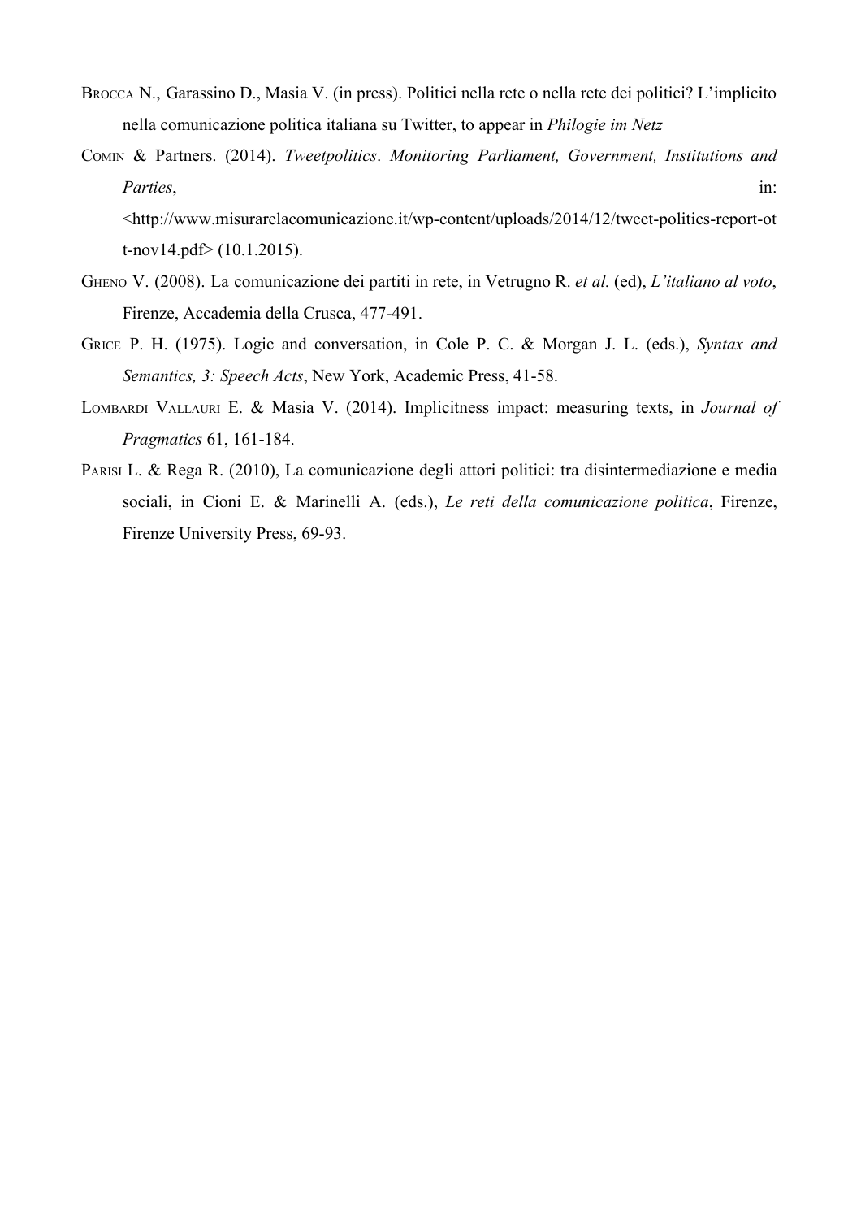Brocca N., Garassino D., Masia V. (in press). Politici nella rete o nella rete dei politici? L'implicito nella comunicazione politica italiana su Twitter, to appear in *Philogie im Netz*

Comin & Partners. (2014). *Tweetpolitics*. *Monitoring Parliament, Government, Institutions and Parties*, in: <http://www.misurarelacomunicazione.it/wp-content/uploads/2014/12/tweet-politics-report-ott-nov14.pdf> (10.1.2015).

Gheno V. (2008). La comunicazione dei partiti in rete, in Vetrugno R. *et al.* (ed), *L'italiano al voto*, Firenze, Accademia della Crusca, 477-491.

Grice P. H. (1975). Logic and conversation, in Cole P. C. & Morgan J. L. (eds.), *Syntax and Semantics, 3: Speech Acts*, New York, Academic Press, 41-58.

Lombardi Vallauri E. & Masia V. (2014). Implicitness impact: measuring texts, in *Journal of Pragmatics* 61, 161-184.

Parisi L. & Rega R. (2010), La comunicazione degli attori politici: tra disintermediazione e media sociali, in Cioni E. & Marinelli A. (eds.), *Le reti della comunicazione politica*, Firenze, Firenze University Press, 69-93.